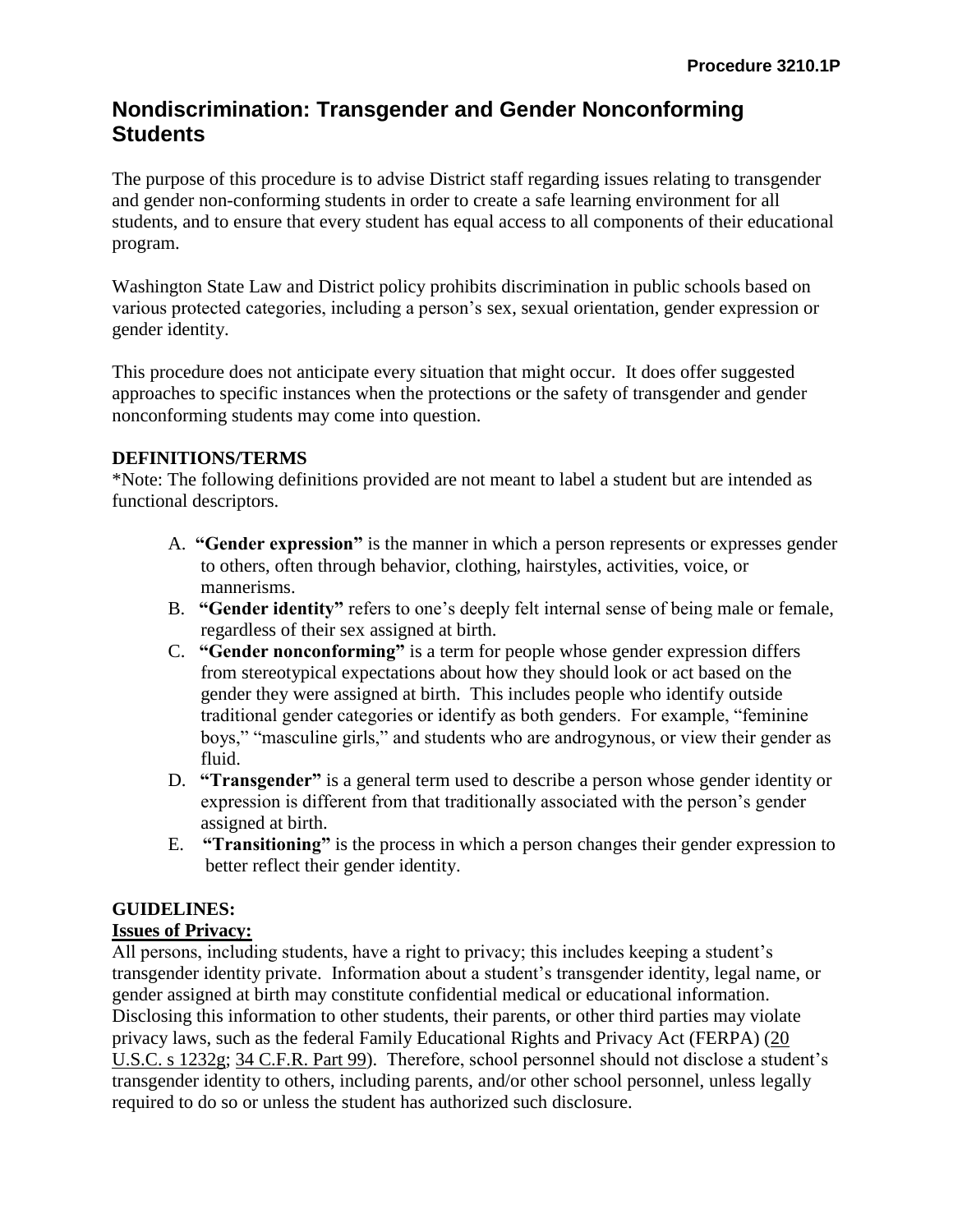Procedure 3210.1P

# Nondiscrimination: Transgender and Gender Nonconforming Students

The purpose of this procedure is to advise District staff regarding issues relating to transgender and gender non-conforming students in order to create a safe learning environment for all students, and to ensure that every student has equal access to all components of their educational program.

Washington State Law and District policy prohibits discrimination in public schools based on various protected categories, including a person's sex, sexual orientation, gender expression or gender identity.

This procedure does not anticipate every situation that might occur. It does offer suggested approaches to specific instances when the protections or the safety of transgender and gender nonconforming students may come into question.

**DEFINITIONS/TERMS**

*Note: The following definitions provided are not meant to label a student but are intended as functional descriptors.

A. **"Gender expression"** is the manner in which a person represents or expresses gender to others, often through behavior, clothing, hairstyles, activities, voice, or mannerisms.
B. **"Gender identity"** refers to one's deeply felt internal sense of being male or female, regardless of their sex assigned at birth.
C. **"Gender nonconforming"** is a term for people whose gender expression differs from stereotypical expectations about how they should look or act based on the gender they were assigned at birth. This includes people who identify outside traditional gender categories or identify as both genders. For example, "feminine boys," "masculine girls," and students who are androgynous, or view their gender as fluid.
D. **"Transgender"** is a general term used to describe a person whose gender identity or expression is different from that traditionally associated with the person's gender assigned at birth.
E. **"Transitioning"** is the process in which a person changes their gender expression to better reflect their gender identity.

**GUIDELINES:**

**Issues of Privacy:**

All persons, including students, have a right to privacy; this includes keeping a student's transgender identity private. Information about a student's transgender identity, legal name, or gender assigned at birth may constitute confidential medical or educational information. Disclosing this information to other students, their parents, or other third parties may violate privacy laws, such as the federal Family Educational Rights and Privacy Act (FERPA) (20 U.S.C. s 1232g; 34 C.F.R. Part 99). Therefore, school personnel should not disclose a student's transgender identity to others, including parents, and/or other school personnel, unless legally required to do so or unless the student has authorized such disclosure.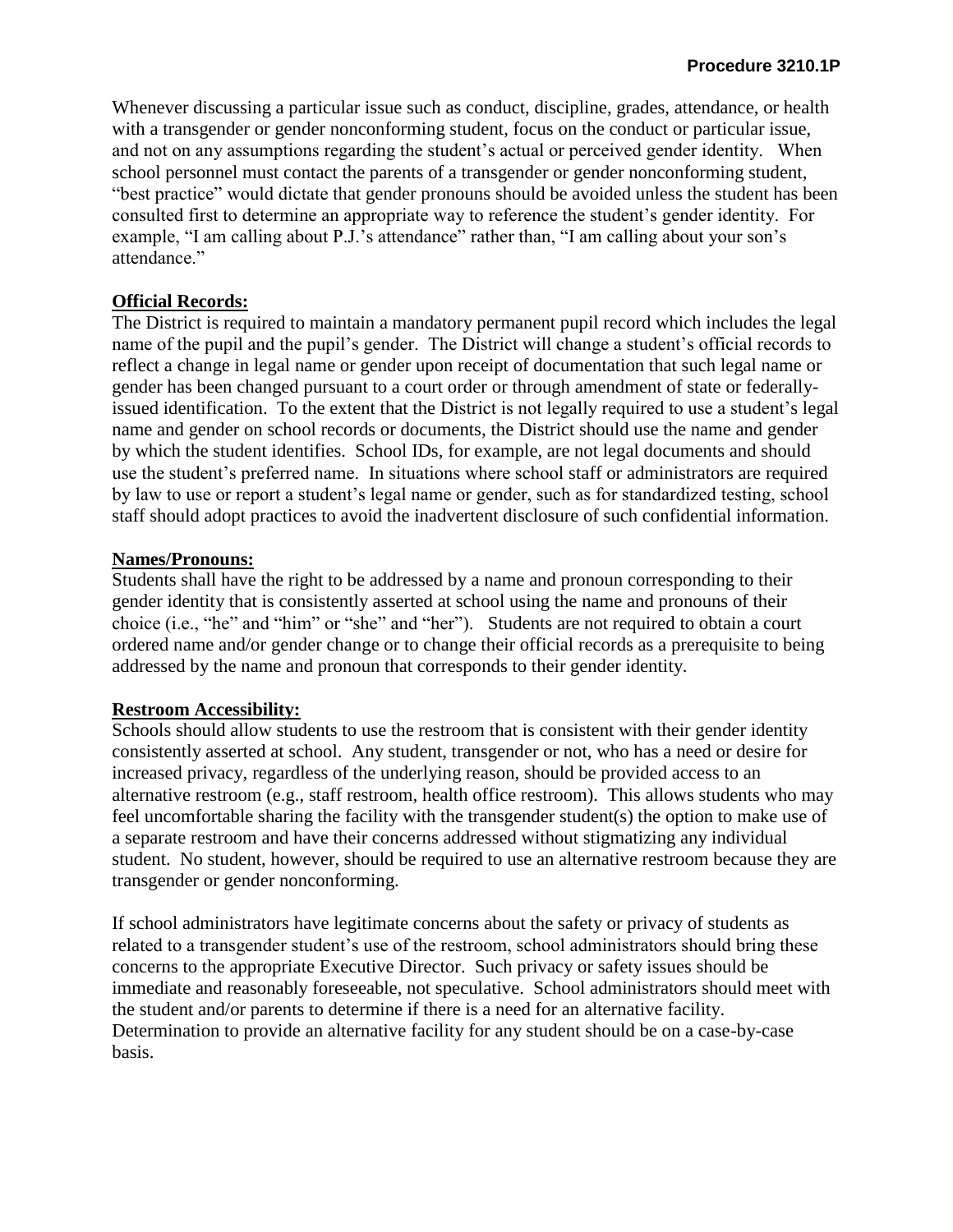Whenever discussing a particular issue such as conduct, discipline, grades, attendance, or health with a transgender or gender nonconforming student, focus on the conduct or particular issue, and not on any assumptions regarding the student's actual or perceived gender identity. When school personnel must contact the parents of a transgender or gender nonconforming student, "best practice" would dictate that gender pronouns should be avoided unless the student has been consulted first to determine an appropriate way to reference the student's gender identity. For example, "I am calling about P.J.'s attendance" rather than, "I am calling about your son's attendance."

**Official Records:**

The District is required to maintain a mandatory permanent pupil record which includes the legal name of the pupil and the pupil's gender. The District will change a student's official records to reflect a change in legal name or gender upon receipt of documentation that such legal name or gender has been changed pursuant to a court order or through amendment of state or federally-issued identification. To the extent that the District is not legally required to use a student's legal name and gender on school records or documents, the District should use the name and gender by which the student identifies. School IDs, for example, are not legal documents and should use the student's preferred name. In situations where school staff or administrators are required by law to use or report a student's legal name or gender, such as for standardized testing, school staff should adopt practices to avoid the inadvertent disclosure of such confidential information.

**Names/Pronouns:**

Students shall have the right to be addressed by a name and pronoun corresponding to their gender identity that is consistently asserted at school using the name and pronouns of their choice (i.e., "he" and "him" or "she" and "her"). Students are not required to obtain a court ordered name and/or gender change or to change their official records as a prerequisite to being addressed by the name and pronoun that corresponds to their gender identity.

**Restroom Accessibility:**

Schools should allow students to use the restroom that is consistent with their gender identity consistently asserted at school. Any student, transgender or not, who has a need or desire for increased privacy, regardless of the underlying reason, should be provided access to an alternative restroom (e.g., staff restroom, health office restroom). This allows students who may feel uncomfortable sharing the facility with the transgender student(s) the option to make use of a separate restroom and have their concerns addressed without stigmatizing any individual student. No student, however, should be required to use an alternative restroom because they are transgender or gender nonconforming.

If school administrators have legitimate concerns about the safety or privacy of students as related to a transgender student's use of the restroom, school administrators should bring these concerns to the appropriate Executive Director. Such privacy or safety issues should be immediate and reasonably foreseeable, not speculative. School administrators should meet with the student and/or parents to determine if there is a need for an alternative facility. Determination to provide an alternative facility for any student should be on a case-by-case basis.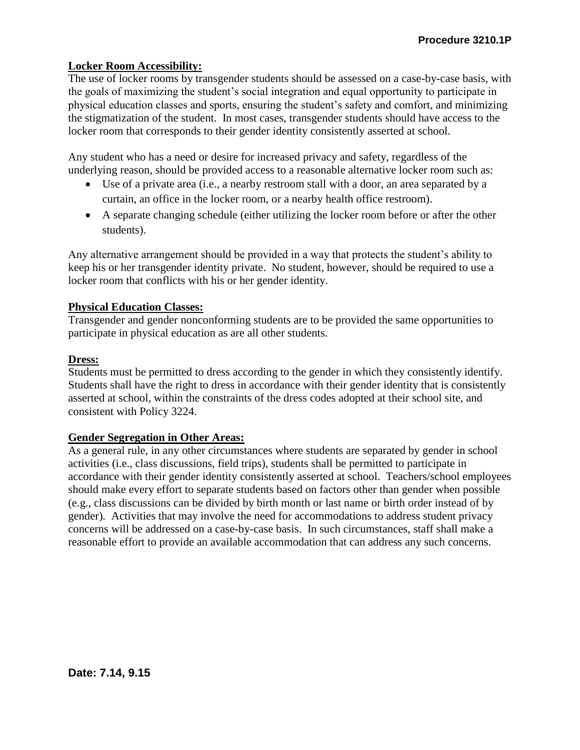**Locker Room Accessibility:**
The use of locker rooms by transgender students should be assessed on a case-by-case basis, with the goals of maximizing the student's social integration and equal opportunity to participate in physical education classes and sports, ensuring the student's safety and comfort, and minimizing the stigmatization of the student. In most cases, transgender students should have access to the locker room that corresponds to their gender identity consistently asserted at school.

Any student who has a need or desire for increased privacy and safety, regardless of the underlying reason, should be provided access to a reasonable alternative locker room such as:

- Use of a private area (i.e., a nearby restroom stall with a door, an area separated by a curtain, an office in the locker room, or a nearby health office restroom).
- A separate changing schedule (either utilizing the locker room before or after the other students).

Any alternative arrangement should be provided in a way that protects the student's ability to keep his or her transgender identity private. No student, however, should be required to use a locker room that conflicts with his or her gender identity.

**Physical Education Classes:**
Transgender and gender nonconforming students are to be provided the same opportunities to participate in physical education as are all other students.

**Dress:**
Students must be permitted to dress according to the gender in which they consistently identify. Students shall have the right to dress in accordance with their gender identity that is consistently asserted at school, within the constraints of the dress codes adopted at their school site, and consistent with Policy 3224.

**Gender Segregation in Other Areas:**
As a general rule, in any other circumstances where students are separated by gender in school activities (i.e., class discussions, field trips), students shall be permitted to participate in accordance with their gender identity consistently asserted at school. Teachers/school employees should make every effort to separate students based on factors other than gender when possible (e.g., class discussions can be divided by birth month or last name or birth order instead of by gender). Activities that may involve the need for accommodations to address student privacy concerns will be addressed on a case-by-case basis. In such circumstances, staff shall make a reasonable effort to provide an available accommodation that can address any such concerns.

**Date: 7.14, 9.15**